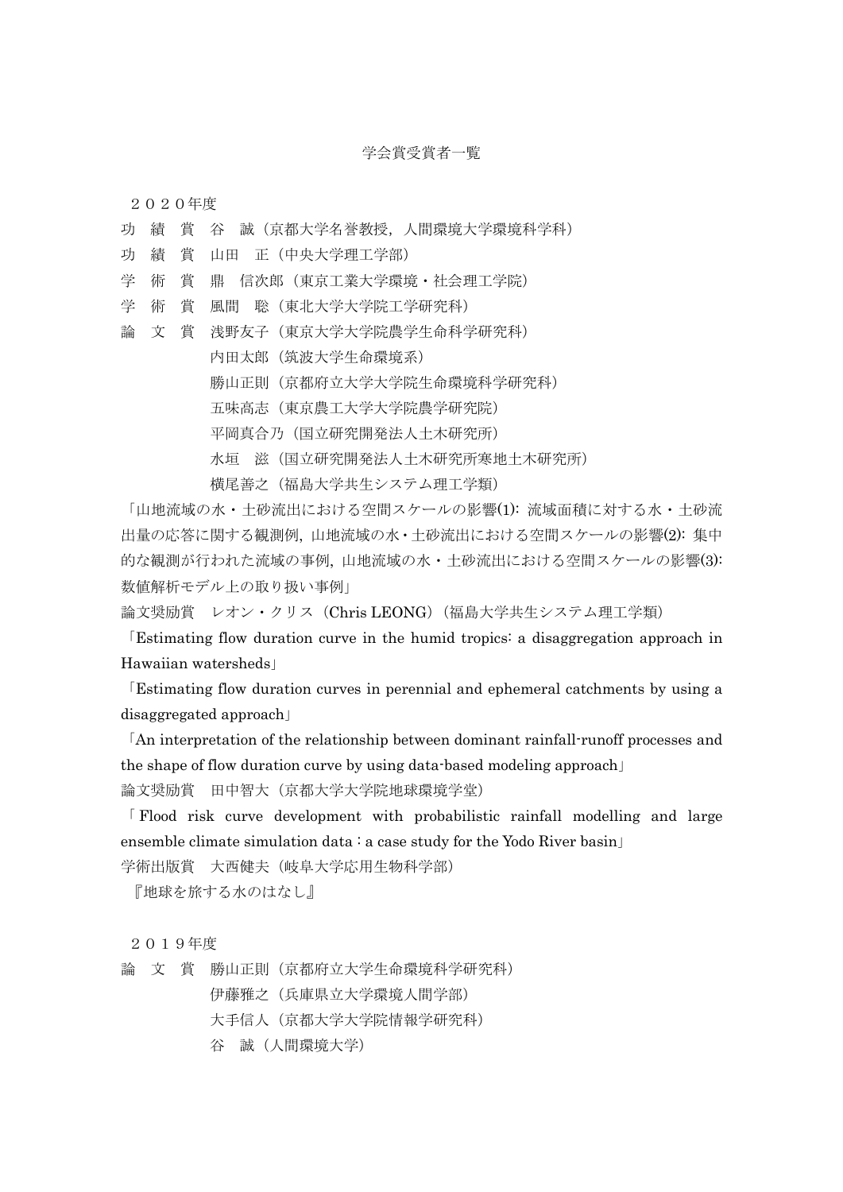# 学会賞受賞者一覧

## ２０２０年度

功　績　賞　谷　誠（京都大学名誉教授，人間環境大学環境科学科）

功　績　賞　山田　正（中央大学理工学部）

学　術　賞　鼎　信次郎（東京工業大学環境・社会理工学院）

学　術　賞　風間　聡（東北大学大学院工学研究科）

論　文　賞　浅野友子（東京大学大学院農学生命科学研究科）
　　　　　　内田太郎（筑波大学生命環境系）
　　　　　　勝山正則（京都府立大学大学院生命環境科学研究科）
　　　　　　五味高志（東京農工大学大学院農学研究院）
　　　　　　平岡真合乃（国立研究開発法人土木研究所）
　　　　　　水垣　滋（国立研究開発法人土木研究所寒地土木研究所）
　　　　　　横尾善之（福島大学共生システム理工学類）

「山地流域の水・土砂流出における空間スケールの影響(1): 流域面積に対する水・土砂流出量の応答に関する観測例，山地流域の水・土砂流出における空間スケールの影響(2): 集中的な観測が行われた流域の事例，山地流域の水・土砂流出における空間スケールの影響(3): 数値解析モデル上の取り扱い事例」

論文奨励賞　レオン・クリス（Chris LEONG）（福島大学共生システム理工学類）

「Estimating flow duration curve in the humid tropics: a disaggregation approach in Hawaiian watersheds」

「Estimating flow duration curves in perennial and ephemeral catchments by using a disaggregated approach」

「An interpretation of the relationship between dominant rainfall-runoff processes and the shape of flow duration curve by using data-based modeling approach」

論文奨励賞　田中智大（京都大学大学院地球環境学堂）

「Flood risk curve development with probabilistic rainfall modelling and large ensemble climate simulation data : a case study for the Yodo River basin」

学術出版賞　大西健夫（岐阜大学応用生物科学部）

『地球を旅する水のはなし』

## ２０１９年度

論　文　賞　勝山正則（京都府立大学生命環境科学研究科）
　　　　　　伊藤雅之（兵庫県立大学環境人間学部）
　　　　　　大手信人（京都大学大学院情報学研究科）
　　　　　　谷　誠（人間環境大学）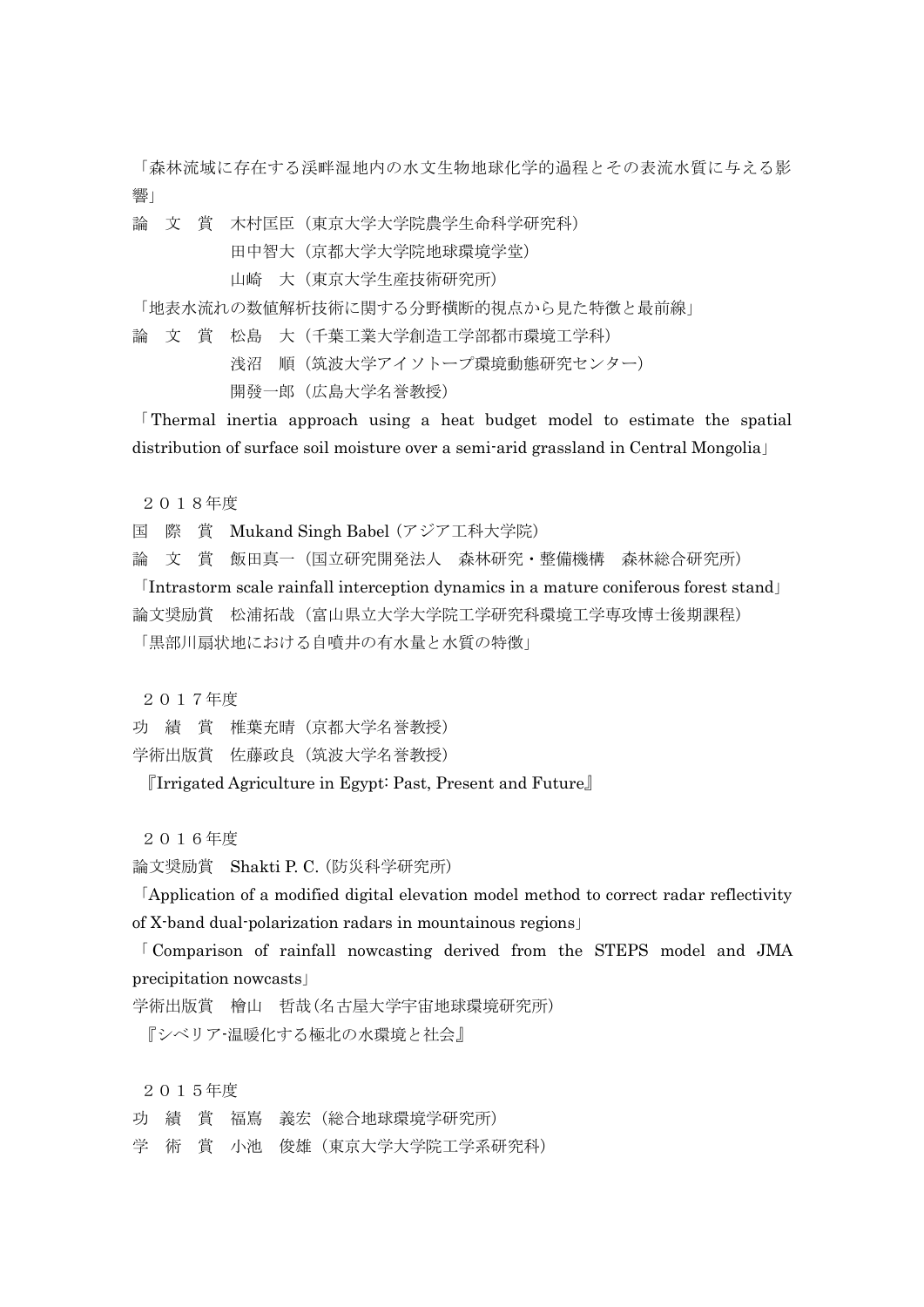「森林流域に存在する渓畔湿地内の水文生物地球化学的過程とその表流水質に与える影響」

論　文　賞　木村匡臣（東京大学大学院農学生命科学研究科）

　　　　　　田中智大（京都大学大学院地球環境学堂）

　　　　　　山崎　大（東京大学生産技術研究所）

「地表水流れの数値解析技術に関する分野横断的視点から見た特徴と最前線」

論　文　賞　松島　大（千葉工業大学創造工学部都市環境工学科）

　　　　　　浅沼　順（筑波大学アイソトープ環境動態研究センター）

　　　　　　開發一郎（広島大学名誉教授）

「Thermal inertia approach using a heat budget model to estimate the spatial distribution of surface soil moisture over a semi-arid grassland in Central Mongolia」

２０１８年度

国　際　賞　Mukand Singh Babel（アジア工科大学院）

論　文　賞　飯田真一（国立研究開発法人　森林研究・整備機構　森林総合研究所）

「Intrastorm scale rainfall interception dynamics in a mature coniferous forest stand」

論文奨励賞　松浦拓哉（富山県立大学大学院工学研究科環境工学専攻博士後期課程）

「黒部川扇状地における自噴井の有水量と水質の特徴」

２０１７年度

功　績　賞　椎葉充晴（京都大学名誉教授）

学術出版賞　佐藤政良（筑波大学名誉教授）

『Irrigated Agriculture in Egypt: Past, Present and Future』

２０１６年度

論文奨励賞　Shakti P. C.（防災科学研究所）

「Application of a modified digital elevation model method to correct radar reflectivity of X-band dual-polarization radars in mountainous regions」

「Comparison of rainfall nowcasting derived from the STEPS model and JMA precipitation nowcasts」

学術出版賞　檜山　哲哉（名古屋大学宇宙地球環境研究所）

『シベリア-温暖化する極北の水環境と社会』

２０１５年度

功　績　賞　福嶌　義宏（総合地球環境学研究所）

学　術　賞　小池　俊雄（東京大学大学院工学系研究科）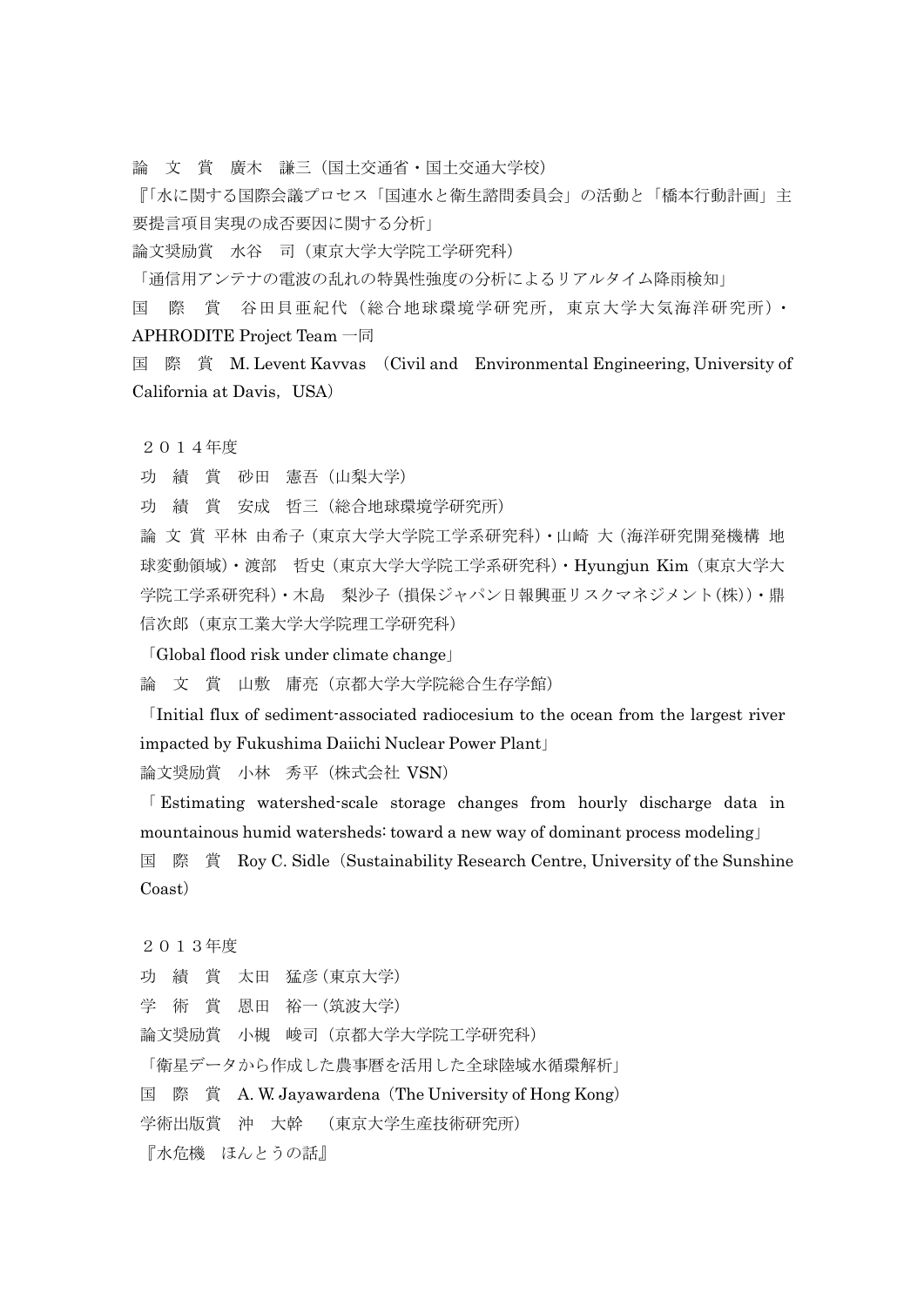論　文　賞　廣木　謙三（国土交通省・国土交通大学校）

『「水に関する国際会議プロセス「国連水と衛生諮問委員会」の活動と「橋本行動計画」主要提言項目実現の成否要因に関する分析」

論文奨励賞　水谷　司（東京大学大学院工学研究科）

「通信用アンテナの電波の乱れの特異性強度の分析によるリアルタイム降雨検知」

国　際　賞　谷田貝亜紀代（総合地球環境学研究所，東京大学大気海洋研究所）・APHRODITE Project Team 一同

国　際　賞　M. Levent Kavvas　(Civil and　Environmental Engineering, University of California at Davis，USA)

２０１４年度

功　績　賞　砂田　憲吾（山梨大学）

功　績　賞　安成　哲三（総合地球環境学研究所）

論 文 賞 平林 由希子（東京大学大学院工学系研究科）・山崎 大（海洋研究開発機構 地球変動領域）・渡部　哲史（東京大学大学院工学系研究科）・Hyungjun Kim（東京大学大学院工学系研究科）・木島　梨沙子（損保ジャパン日報興亜リスクマネジメント(株)）・鼎信次郎（東京工業大学大学院理工学研究科）

「Global flood risk under climate change」

論　文　賞　山敷　庸亮（京都大学大学院総合生存学館）

「Initial flux of sediment-associated radiocesium to the ocean from the largest river impacted by Fukushima Daiichi Nuclear Power Plant」

論文奨励賞　小林　秀平（株式会社 VSN）

「Estimating watershed-scale storage changes from hourly discharge data in mountainous humid watersheds: toward a new way of dominant process modeling」

国　際　賞　Roy C. Sidle（Sustainability Research Centre, University of the Sunshine Coast）

２０１３年度

功　績　賞　太田　猛彦（東京大学）

学　術　賞　恩田　裕一（筑波大学）

論文奨励賞　小槻　峻司（京都大学大学院工学研究科）

「衛星データから作成した農事暦を活用した全球陸域水循環解析」

国　際　賞　A. W. Jayawardena（The University of Hong Kong）

学術出版賞　沖　大幹　（東京大学生産技術研究所）

『水危機　ほんとうの話』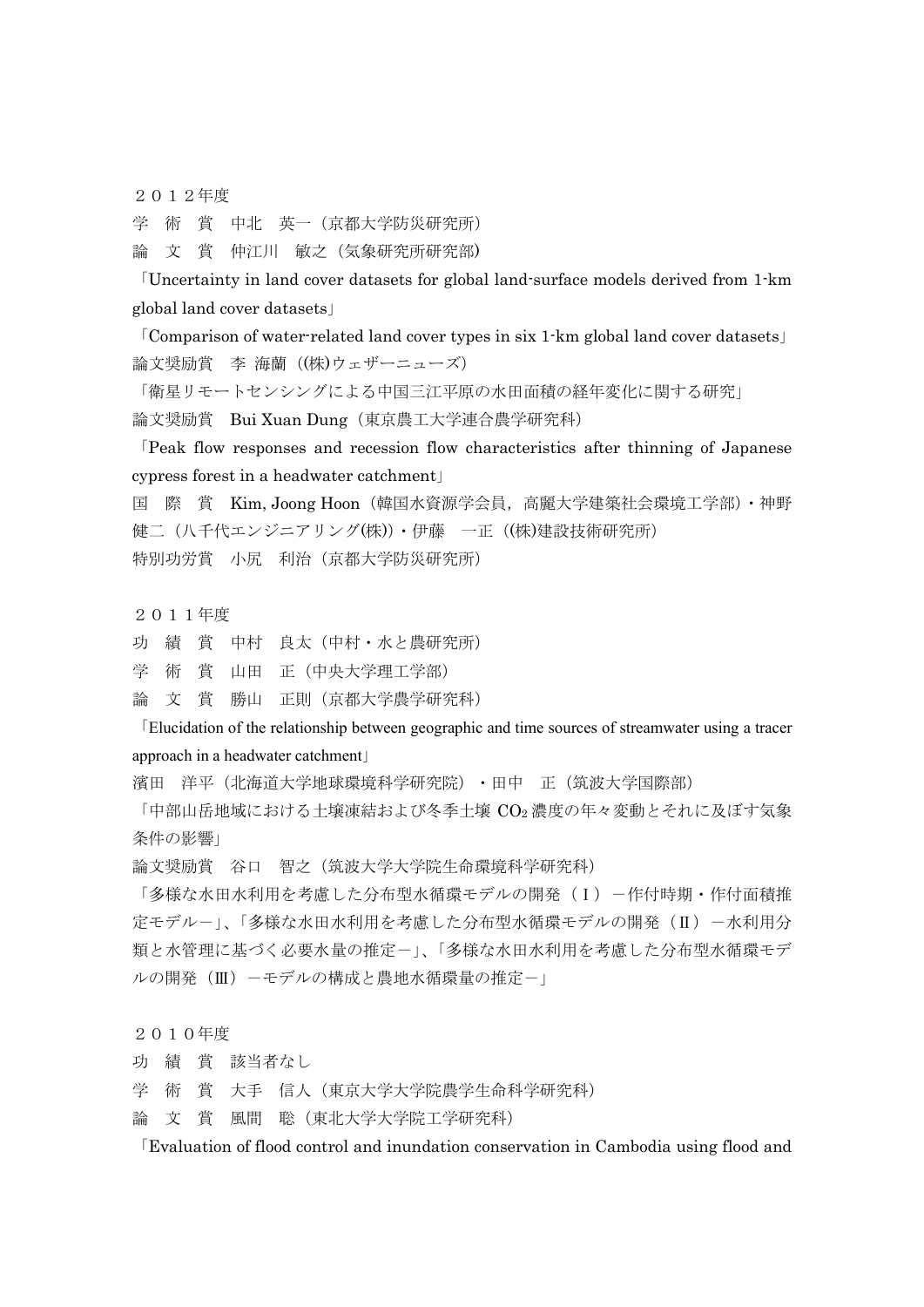２０１２年度

学　術　賞　中北　英一（京都大学防災研究所）

論　文　賞　仲江川　敏之（気象研究所研究部）

「Uncertainty in land cover datasets for global land-surface models derived from 1-km global land cover datasets」

「Comparison of water-related land cover types in six 1-km global land cover datasets」

論文奨励賞　李 海蘭（(株)ウェザーニューズ）

「衛星リモートセンシングによる中国三江平原の水田面積の経年変化に関する研究」

論文奨励賞　Bui Xuan Dung（東京農工大学連合農学研究科）

「Peak flow responses and recession flow characteristics after thinning of Japanese cypress forest in a headwater catchment」

国　際　賞　Kim, Joong Hoon（韓国水資源学会員，高麗大学建築社会環境工学部）・神野健二（八千代エンジニアリング(株)）・伊藤　一正（(株)建設技術研究所）

特別功労賞　小尻　利治（京都大学防災研究所）

２０１１年度

功　績　賞　中村　良太（中村・水と農研究所）

学　術　賞　山田　正（中央大学理工学部）

論　文　賞　勝山　正則（京都大学農学研究科）

「Elucidation of the relationship between geographic and time sources of streamwater using a tracer approach in a headwater catchment」

濱田　洋平（北海道大学地球環境科学研究院）・田中　正（筑波大学国際部）

「中部山岳地域における土壌凍結および冬季土壌 $CO_2$ 濃度の年々変動とそれに及ぼす気象条件の影響」

論文奨励賞　谷口　智之（筑波大学大学院生命環境科学研究科）

「多様な水田水利用を考慮した分布型水循環モデルの開発（Ⅰ）－作付時期・作付面積推定モデル－」、「多様な水田水利用を考慮した分布型水循環モデルの開発（Ⅱ）－水利用分類と水管理に基づく必要水量の推定－」、「多様な水田水利用を考慮した分布型水循環モデルの開発（Ⅲ）－モデルの構成と農地水循環量の推定－」

２０１０年度

功　績　賞　該当者なし

学　術　賞　大手　信人（東京大学大学院農学生命科学研究科）

論　文　賞　風間　聡（東北大学大学院工学研究科）

「Evaluation of flood control and inundation conservation in Cambodia using flood and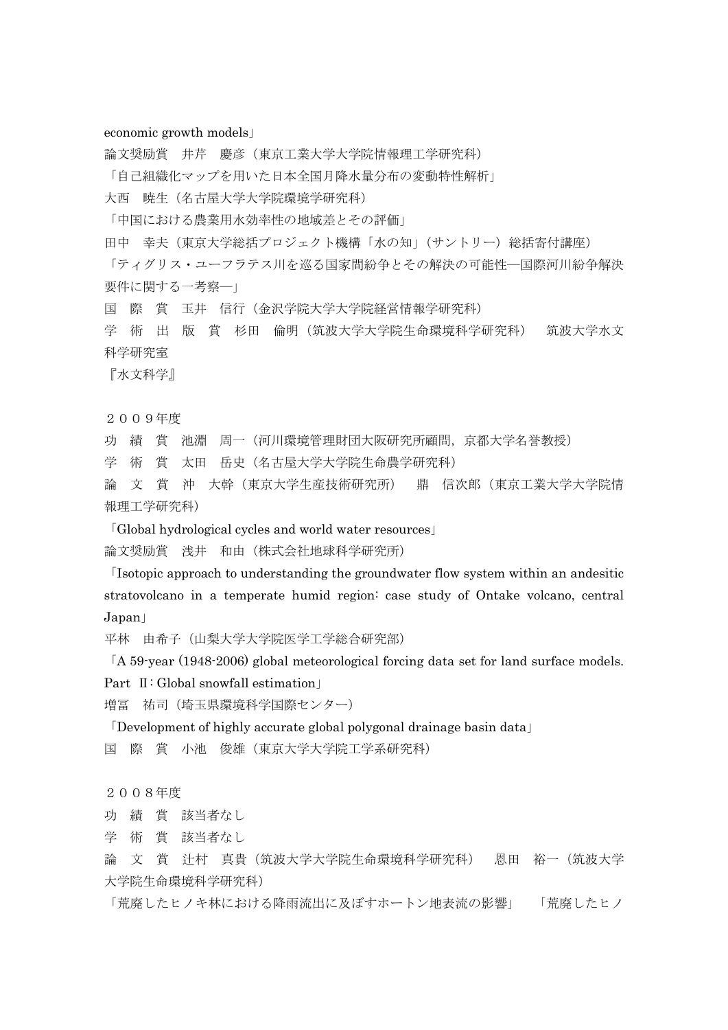economic growth models」

論文奨励賞　井芹　慶彦（東京工業大学大学院情報理工学研究科）

「自己組織化マップを用いた日本全国月降水量分布の変動特性解析」

大西　暁生（名古屋大学大学院環境学研究科）

「中国における農業用水効率性の地域差とその評価」

田中　幸夫（東京大学総括プロジェクト機構「水の知」（サントリー）総括寄付講座）

「ティグリス・ユーフラテス川を巡る国家間紛争とその解決の可能性—国際河川紛争解決要件に関する一考察—」

国　際　賞　玉井　信行（金沢学院大学大学院経営情報学研究科）

学　術　出　版　賞　杉田　倫明（筑波大学大学院生命環境科学研究科）　筑波大学水文科学研究室

『水文科学』

２００９年度

功　績　賞　池淵　周一（河川環境管理財団大阪研究所顧問，京都大学名誉教授）

学　術　賞　太田　岳史（名古屋大学大学院生命農学研究科）

論　文　賞　沖　大幹（東京大学生産技術研究所）　鼎　信次郎（東京工業大学大学院情報理工学研究科）

「Global hydrological cycles and world water resources」

論文奨励賞　浅井　和由（株式会社地球科学研究所）

「Isotopic approach to understanding the groundwater flow system within an andesitic stratovolcano in a temperate humid region: case study of Ontake volcano, central Japan」

平林　由希子（山梨大学大学院医学工学総合研究部）

「A 59-year (1948-2006) global meteorological forcing data set for land surface models. Part Ⅱ: Global snowfall estimation」

増冨　祐司（埼玉県環境科学国際センター）

「Development of highly accurate global polygonal drainage basin data」

国　際　賞　小池　俊雄（東京大学大学院工学系研究科）

２００８年度

功　績　賞　該当者なし

学　術　賞　該当者なし

論　文　賞　辻村　真貴（筑波大学大学院生命環境科学研究科）　恩田　裕一（筑波大学大学院生命環境科学研究科）

「荒廃したヒノキ林における降雨流出に及ぼすホートン地表流の影響」　「荒廃したヒノ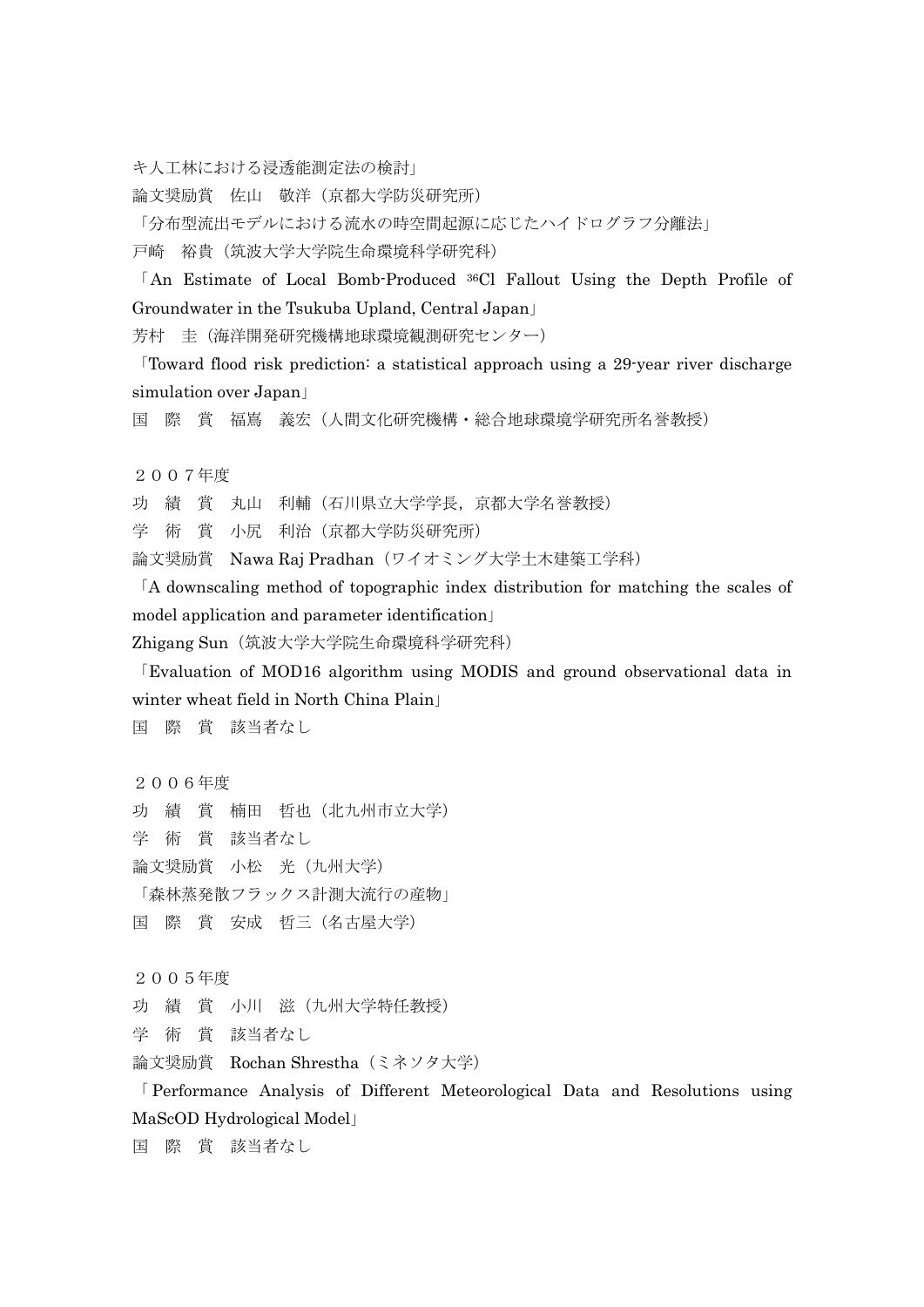キ人工林における浸透能測定法の検討」

論文奨励賞　佐山　敬洋（京都大学防災研究所）

「分布型流出モデルにおける流水の時空間起源に応じたハイドログラフ分離法」

戸崎　裕貴（筑波大学大学院生命環境科学研究科）

「An Estimate of Local Bomb-Produced $^{36}$Cl Fallout Using the Depth Profile of Groundwater in the Tsukuba Upland, Central Japan」

芳村　圭（海洋開発研究機構地球環境観測研究センター）

「Toward flood risk prediction: a statistical approach using a 29-year river discharge simulation over Japan」

国　際　賞　福嶌　義宏（人間文化研究機構・総合地球環境学研究所名誉教授）

２００７年度

功　績　賞　丸山　利輔（石川県立大学学長，京都大学名誉教授）

学　術　賞　小尻　利治（京都大学防災研究所）

論文奨励賞　Nawa Raj Pradhan（ワイオミング大学土木建築工学科）

「A downscaling method of topographic index distribution for matching the scales of model application and parameter identification」

Zhigang Sun（筑波大学大学院生命環境科学研究科）

「Evaluation of MOD16 algorithm using MODIS and ground observational data in winter wheat field in North China Plain」

国　際　賞　該当者なし

２００６年度

功　績　賞　楠田　哲也（北九州市立大学）

学　術　賞　該当者なし

論文奨励賞　小松　光（九州大学）

「森林蒸発散フラックス計測大流行の産物」

国　際　賞　安成　哲三（名古屋大学）

２００５年度

功　績　賞　小川　滋（九州大学特任教授）

学　術　賞　該当者なし

論文奨励賞　Rochan Shrestha（ミネソタ大学）

「Performance Analysis of Different Meteorological Data and Resolutions using MaScOD Hydrological Model」

国　際　賞　該当者なし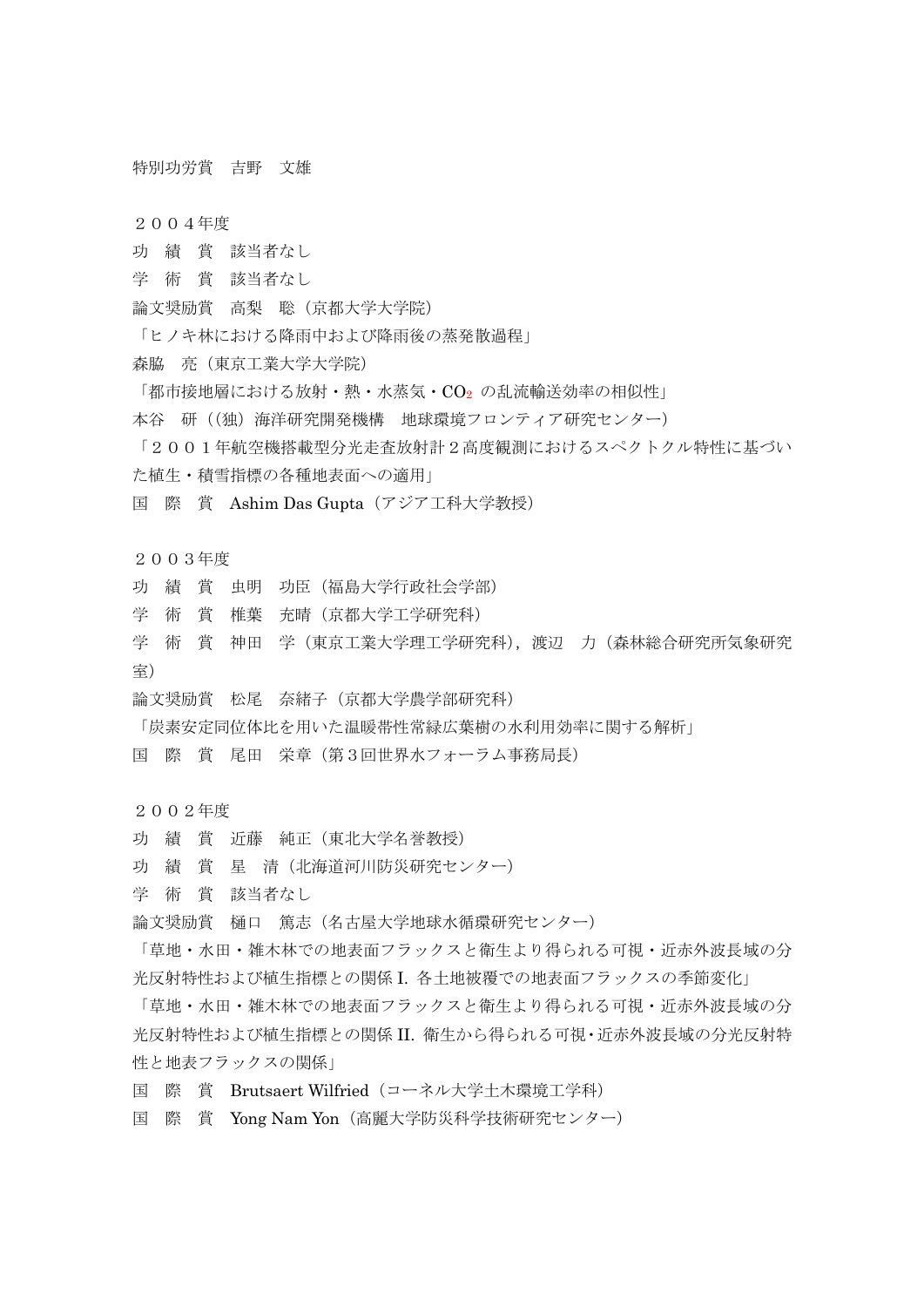特別功労賞　吉野　文雄

２００４年度

功　績　賞　該当者なし

学　術　賞　該当者なし

論文奨励賞　高梨　聡（京都大学大学院）

「ヒノキ林における降雨中および降雨後の蒸発散過程」

森脇　亮（東京工業大学大学院）

「都市接地層における放射・熱・水蒸気・$CO_2$ の乱流輸送効率の相似性」

本谷　研（(独) 海洋研究開発機構　地球環境フロンティア研究センター）

「２００１年航空機搭載型分光走査放射計２高度観測におけるスペクトクル特性に基づいた植生・積雪指標の各種地表面への適用」

国　際　賞　Ashim Das Gupta（アジア工科大学教授）

２００３年度

功　績　賞　虫明　功臣（福島大学行政社会学部）

学　術　賞　椎葉　充晴（京都大学工学研究科）

学　術　賞　神田　学（東京工業大学理工学研究科），渡辺　力（森林総合研究所気象研究室）

論文奨励賞　松尾　奈緒子（京都大学農学部研究科）

「炭素安定同位体比を用いた温暖帯性常緑広葉樹の水利用効率に関する解析」

国　際　賞　尾田　栄章（第３回世界水フォーラム事務局長）

２００２年度

功　績　賞　近藤　純正（東北大学名誉教授）

功　績　賞　星　清（北海道河川防災研究センター）

学　術　賞　該当者なし

論文奨励賞　樋口　篤志（名古屋大学地球水循環研究センター）

「草地・水田・雑木林での地表面フラックスと衛生より得られる可視・近赤外波長域の分光反射特性および植生指標との関係 I. 各土地被覆での地表面フラックスの季節変化」

「草地・水田・雑木林での地表面フラックスと衛生より得られる可視・近赤外波長域の分光反射特性および植生指標との関係 II. 衛生から得られる可視･近赤外波長域の分光反射特性と地表フラックスの関係」

国　際　賞　Brutsaert Wilfried（コーネル大学土木環境工学科）

国　際　賞　Yong Nam Yon（高麗大学防災科学技術研究センター）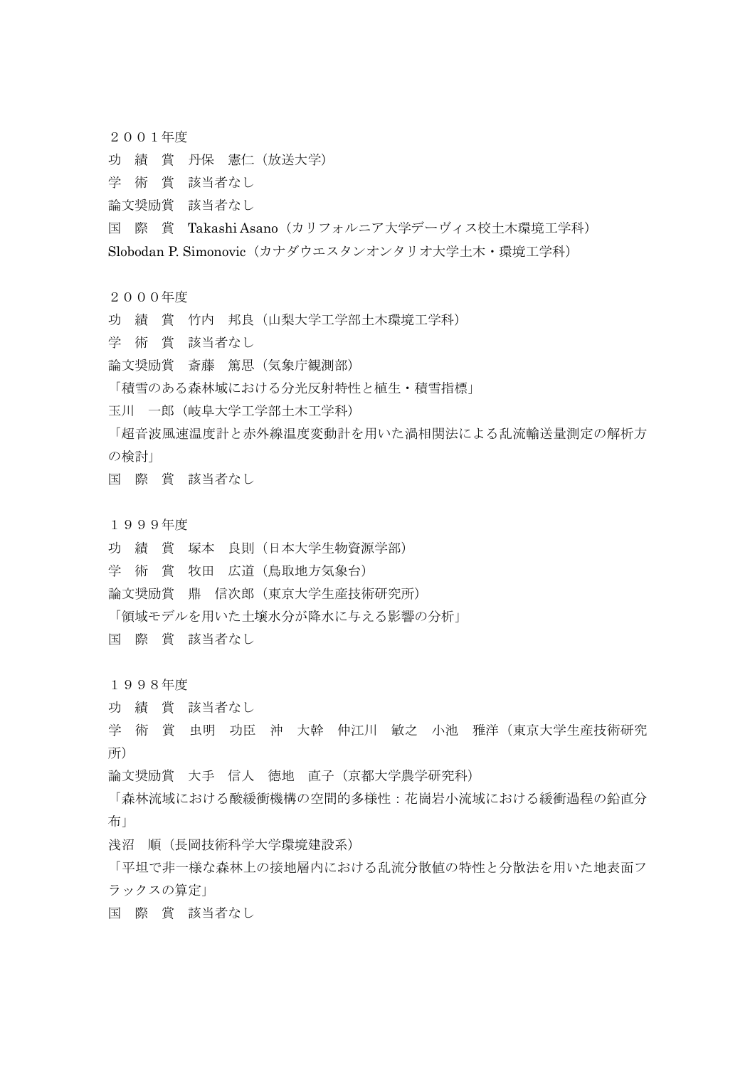２００１年度

功　績　賞　丹保　憲仁（放送大学）

学　術　賞　該当者なし

論文奨励賞　該当者なし

国　際　賞　Takashi Asano（カリフォルニア大学デーヴィス校土木環境工学科）

Slobodan P. Simonovic（カナダウエスタンオンタリオ大学土木・環境工学科）

２０００年度

功　績　賞　竹内　邦良（山梨大学工学部土木環境工学科）

学　術　賞　該当者なし

論文奨励賞　斎藤　篤思（気象庁観測部）

「積雪のある森林域における分光反射特性と植生・積雪指標」

玉川　一郎（岐阜大学工学部土木工学科）

「超音波風速温度計と赤外線温度変動計を用いた渦相関法による乱流輸送量測定の解析方の検討」

国　際　賞　該当者なし

１９９９年度

功　績　賞　塚本　良則（日本大学生物資源学部）

学　術　賞　牧田　広道（鳥取地方気象台）

論文奨励賞　鼎　信次郎（東京大学生産技術研究所）

「領域モデルを用いた土壌水分が降水に与える影響の分析」

国　際　賞　該当者なし

１９９８年度

功　績　賞　該当者なし

学　術　賞　虫明　功臣　沖　大幹　仲江川　敏之　小池　雅洋（東京大学生産技術研究所）

論文奨励賞　大手　信人　徳地　直子（京都大学農学研究科）

「森林流域における酸緩衝機構の空間的多様性：花崗岩小流域における緩衝過程の鉛直分布」

浅沼　順（長岡技術科学大学環境建設系）

「平坦で非一様な森林上の接地層内における乱流分散値の特性と分散法を用いた地表面フラックスの算定」

国　際　賞　該当者なし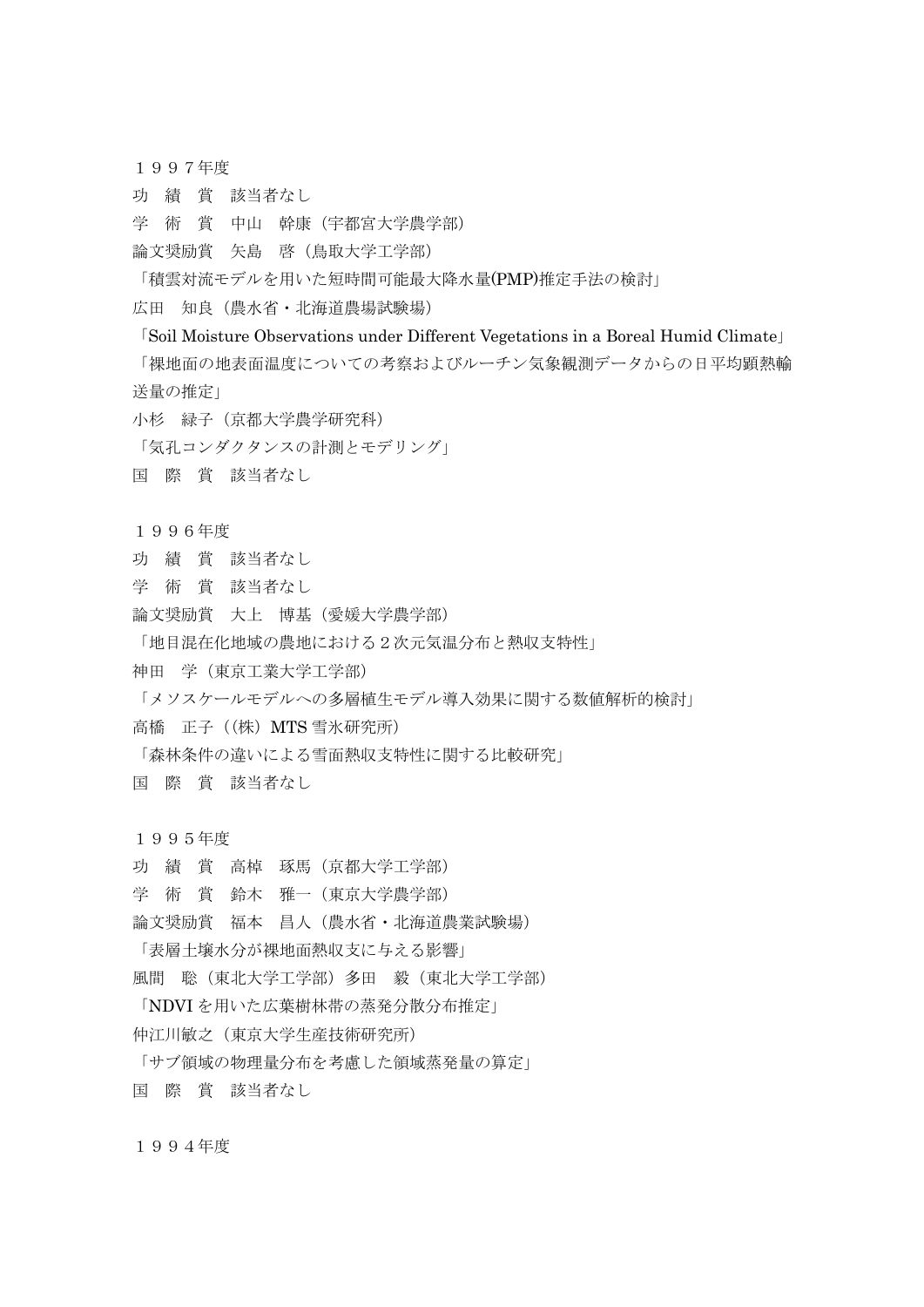１９９７年度

功　績　賞　該当者なし

学　術　賞　中山　幹康（宇都宮大学農学部）

論文奨励賞　矢島　啓（鳥取大学工学部）

「積雲対流モデルを用いた短時間可能最大降水量(PMP)推定手法の検討」

広田　知良（農水省・北海道農場試験場）

「Soil Moisture Observations under Different Vegetations in a Boreal Humid Climate」

「裸地面の地表面温度についての考察およびルーチン気象観測データからの日平均顕熱輸送量の推定」

小杉　緑子（京都大学農学研究科）

「気孔コンダクタンスの計測とモデリング」

国　際　賞　該当者なし

１９９６年度

功　績　賞　該当者なし

学　術　賞　該当者なし

論文奨励賞　大上　博基（愛媛大学農学部）

「地目混在化地域の農地における２次元気温分布と熱収支特性」

神田　学（東京工業大学工学部）

「メソスケールモデルへの多層植生モデル導入効果に関する数値解析的検討」

高橋　正子（(株) MTS 雪氷研究所）

「森林条件の違いによる雪面熱収支特性に関する比較研究」

国　際　賞　該当者なし

１９９５年度

功　績　賞　高棹　琢馬（京都大学工学部）

学　術　賞　鈴木　雅一（東京大学農学部）

論文奨励賞　福本　昌人（農水省・北海道農業試験場）

「表層土壌水分が裸地面熱収支に与える影響」

風間　聡（東北大学工学部）多田　毅（東北大学工学部）

「NDVI を用いた広葉樹林帯の蒸発分散分布推定」

仲江川敏之（東京大学生産技術研究所）

「サブ領域の物理量分布を考慮した領域蒸発量の算定」

国　際　賞　該当者なし

１９９４年度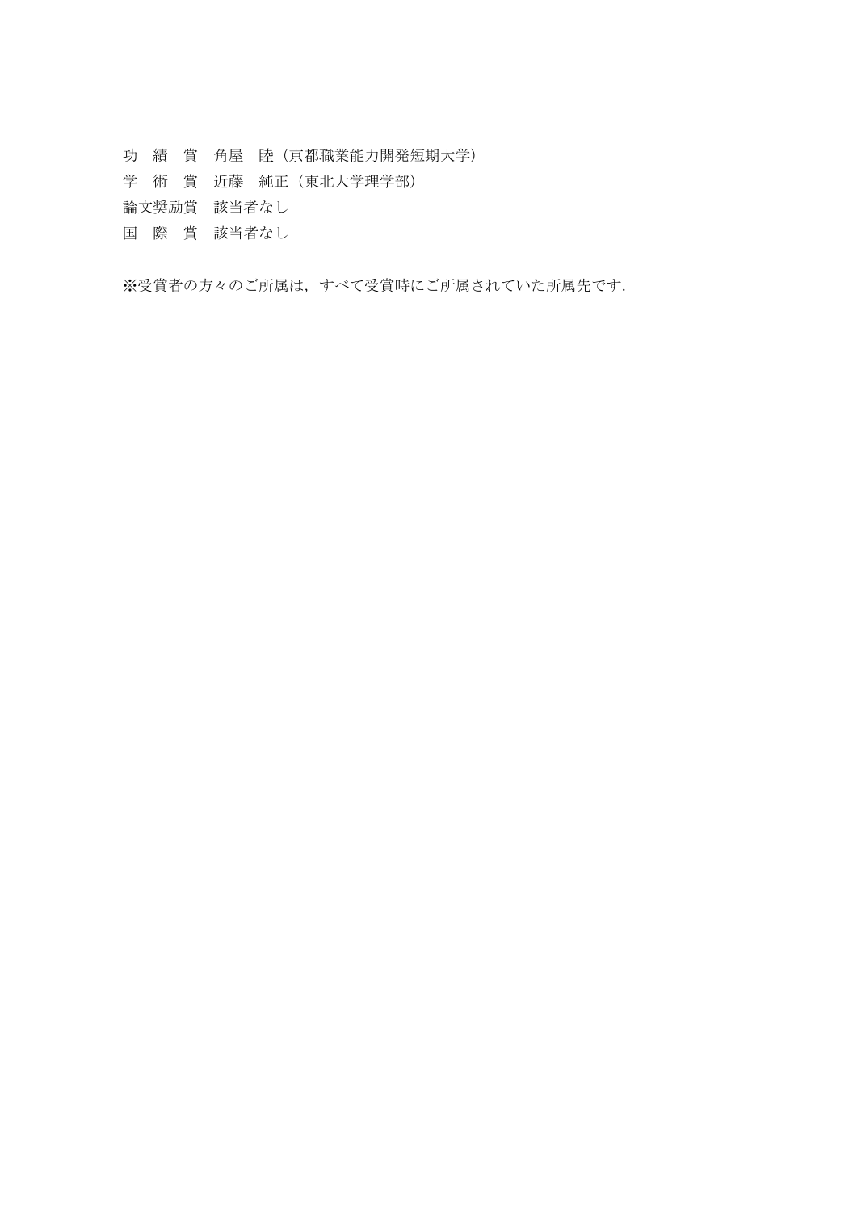功　績　賞　角屋　睦（京都職業能力開発短期大学）
学　術　賞　近藤　純正（東北大学理学部）
論文奨励賞　該当者なし
国　際　賞　該当者なし

※受賞者の方々のご所属は，すべて受賞時にご所属されていた所属先です．